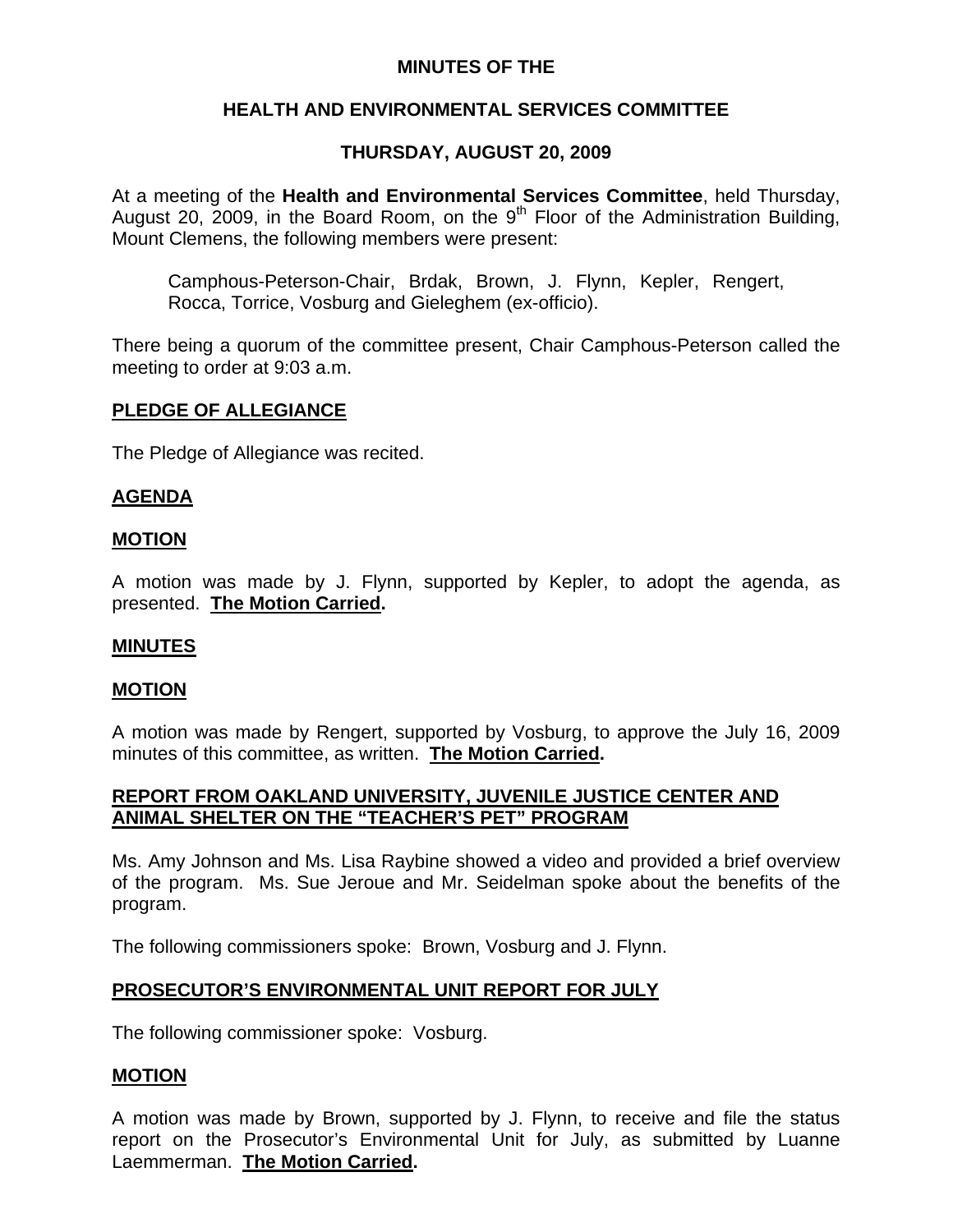# MINUTES OF THE

## HEALTH AND ENVIRONMENTAL SERVICES COMMITTEE

## THURSDAY, AUGUST 20, 2009

At a meeting of the **Health and Environmental Services Committee**, held Thursday, August 20, 2009, in the Board Room, on the 9th Floor of the Administration Building, Mount Clemens, the following members were present:

> Camphous-Peterson-Chair, Brdak, Brown, J. Flynn, Kepler, Rengert, Rocca, Torrice, Vosburg and Gieleghem (ex-officio).

There being a quorum of the committee present, Chair Camphous-Peterson called the meeting to order at 9:03 a.m.

**PLEDGE OF ALLEGIANCE**

The Pledge of Allegiance was recited.

**AGENDA**

**MOTION**

A motion was made by J. Flynn, supported by Kepler, to adopt the agenda, as presented. **The Motion Carried.**

**MINUTES**

**MOTION**

A motion was made by Rengert, supported by Vosburg, to approve the July 16, 2009 minutes of this committee, as written. **The Motion Carried.**

**REPORT FROM OAKLAND UNIVERSITY, JUVENILE JUSTICE CENTER AND ANIMAL SHELTER ON THE "TEACHER'S PET" PROGRAM**

Ms. Amy Johnson and Ms. Lisa Raybine showed a video and provided a brief overview of the program. Ms. Sue Jeroue and Mr. Seidelman spoke about the benefits of the program.

The following commissioners spoke: Brown, Vosburg and J. Flynn.

**PROSECUTOR'S ENVIRONMENTAL UNIT REPORT FOR JULY**

The following commissioner spoke: Vosburg.

**MOTION**

A motion was made by Brown, supported by J. Flynn, to receive and file the status report on the Prosecutor's Environmental Unit for July, as submitted by Luanne Laemmerman. **The Motion Carried.**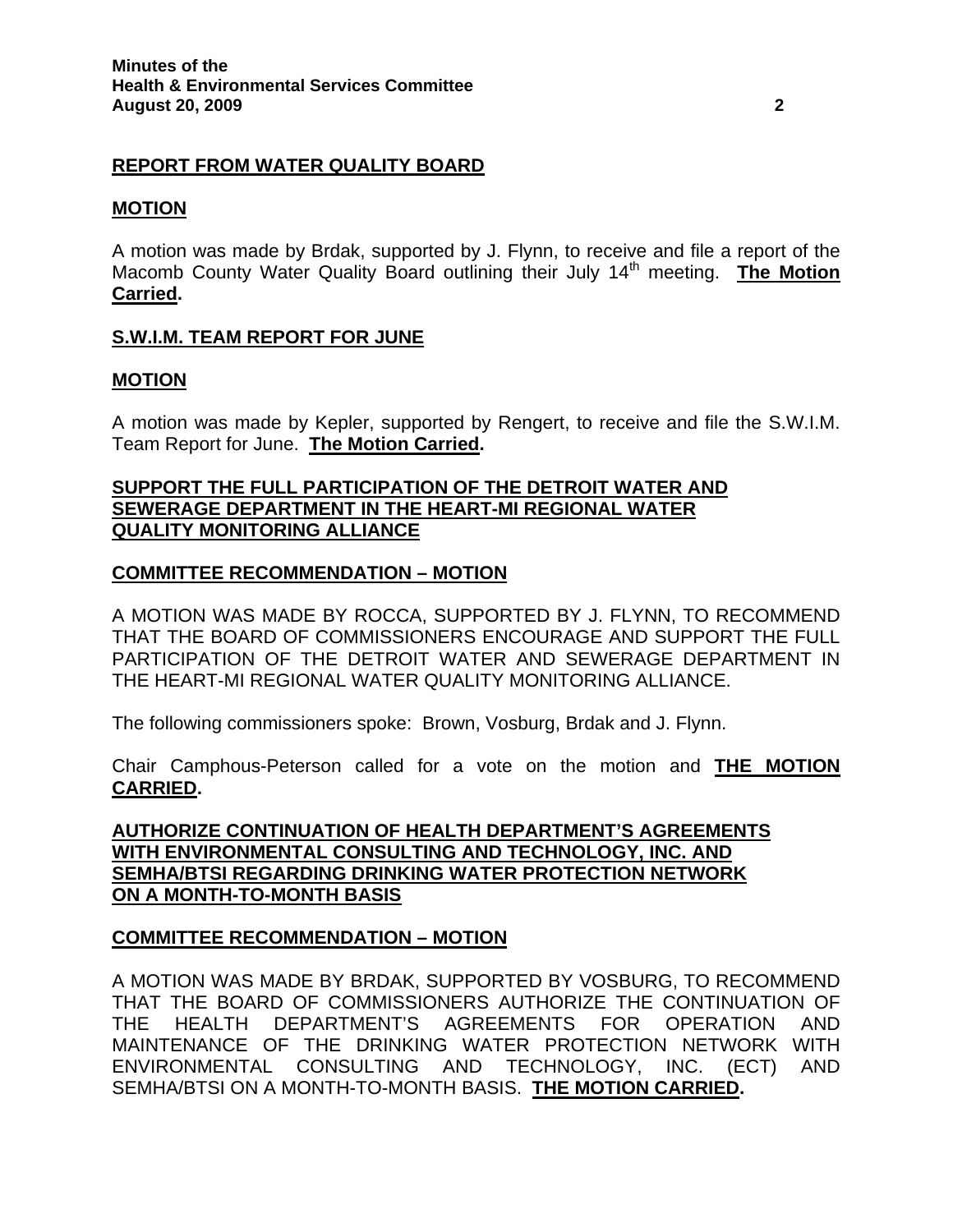## REPORT FROM WATER QUALITY BOARD

### MOTION

A motion was made by Brdak, supported by J. Flynn, to receive and file a report of the Macomb County Water Quality Board outlining their July 14th meeting. **The Motion Carried.**

## S.W.I.M. TEAM REPORT FOR JUNE

### MOTION

A motion was made by Kepler, supported by Rengert, to receive and file the S.W.I.M. Team Report for June. **The Motion Carried.**

## SUPPORT THE FULL PARTICIPATION OF THE DETROIT WATER AND SEWERAGE DEPARTMENT IN THE HEART-MI REGIONAL WATER QUALITY MONITORING ALLIANCE

### COMMITTEE RECOMMENDATION – MOTION

A MOTION WAS MADE BY ROCCA, SUPPORTED BY J. FLYNN, TO RECOMMEND THAT THE BOARD OF COMMISSIONERS ENCOURAGE AND SUPPORT THE FULL PARTICIPATION OF THE DETROIT WATER AND SEWERAGE DEPARTMENT IN THE HEART-MI REGIONAL WATER QUALITY MONITORING ALLIANCE.

The following commissioners spoke: Brown, Vosburg, Brdak and J. Flynn.

Chair Camphous-Peterson called for a vote on the motion and **THE MOTION CARRIED.**

## AUTHORIZE CONTINUATION OF HEALTH DEPARTMENT'S AGREEMENTS WITH ENVIRONMENTAL CONSULTING AND TECHNOLOGY, INC. AND SEMHA/BTSI REGARDING DRINKING WATER PROTECTION NETWORK ON A MONTH-TO-MONTH BASIS

### COMMITTEE RECOMMENDATION – MOTION

A MOTION WAS MADE BY BRDAK, SUPPORTED BY VOSBURG, TO RECOMMEND THAT THE BOARD OF COMMISSIONERS AUTHORIZE THE CONTINUATION OF THE HEALTH DEPARTMENT'S AGREEMENTS FOR OPERATION AND MAINTENANCE OF THE DRINKING WATER PROTECTION NETWORK WITH ENVIRONMENTAL CONSULTING AND TECHNOLOGY, INC. (ECT) AND SEMHA/BTSI ON A MONTH-TO-MONTH BASIS. **THE MOTION CARRIED.**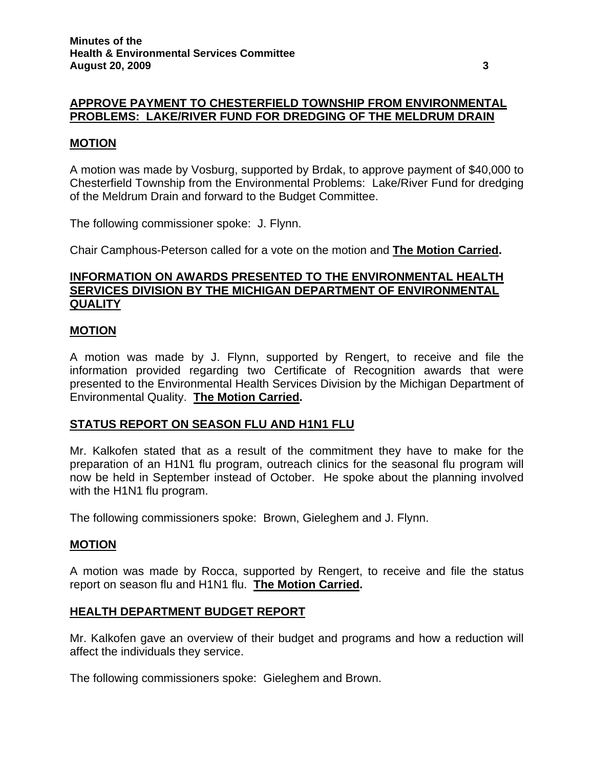## **APPROVE PAYMENT TO CHESTERFIELD TOWNSHIP FROM ENVIRONMENTAL PROBLEMS: LAKE/RIVER FUND FOR DREDGING OF THE MELDRUM DRAIN**

### **MOTION**

A motion was made by Vosburg, supported by Brdak, to approve payment of $40,000 to Chesterfield Township from the Environmental Problems: Lake/River Fund for dredging of the Meldrum Drain and forward to the Budget Committee.

The following commissioner spoke: J. Flynn.

Chair Camphous-Peterson called for a vote on the motion and **The Motion Carried.**

## **INFORMATION ON AWARDS PRESENTED TO THE ENVIRONMENTAL HEALTH SERVICES DIVISION BY THE MICHIGAN DEPARTMENT OF ENVIRONMENTAL QUALITY**

### **MOTION**

A motion was made by J. Flynn, supported by Rengert, to receive and file the information provided regarding two Certificate of Recognition awards that were presented to the Environmental Health Services Division by the Michigan Department of Environmental Quality. **The Motion Carried.**

## **STATUS REPORT ON SEASON FLU AND H1N1 FLU**

Mr. Kalkofen stated that as a result of the commitment they have to make for the preparation of an H1N1 flu program, outreach clinics for the seasonal flu program will now be held in September instead of October. He spoke about the planning involved with the H1N1 flu program.

The following commissioners spoke: Brown, Gieleghem and J. Flynn.

### **MOTION**

A motion was made by Rocca, supported by Rengert, to receive and file the status report on season flu and H1N1 flu. **The Motion Carried.**

## **HEALTH DEPARTMENT BUDGET REPORT**

Mr. Kalkofen gave an overview of their budget and programs and how a reduction will affect the individuals they service.

The following commissioners spoke: Gieleghem and Brown.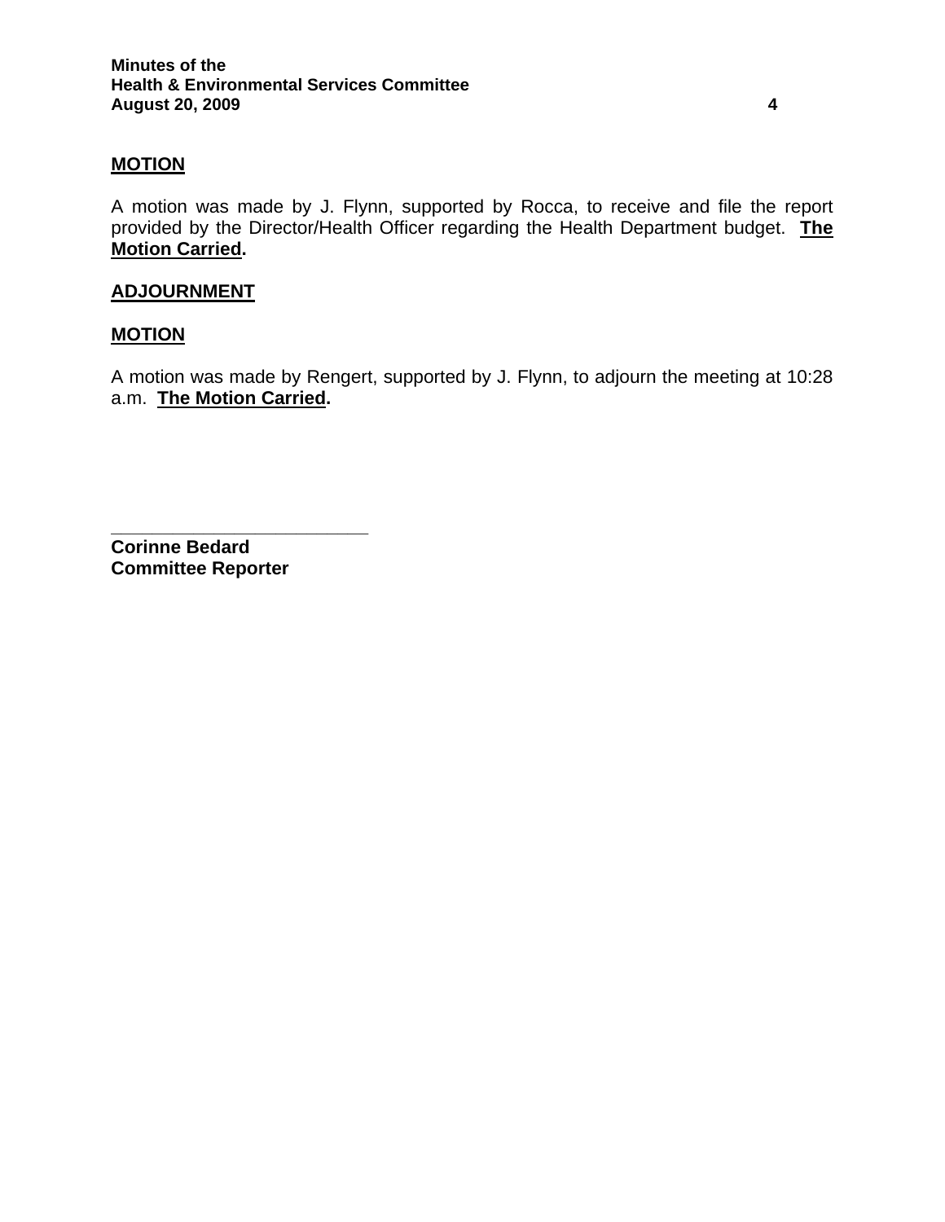**MOTION**

A motion was made by J. Flynn, supported by Rocca, to receive and file the report provided by the Director/Health Officer regarding the Health Department budget. **The Motion Carried.**

**ADJOURNMENT**

**MOTION**

A motion was made by Rengert, supported by J. Flynn, to adjourn the meeting at 10:28 a.m. **The Motion Carried.**

\_\_\_\_\_\_\_\_\_\_\_\_\_\_\_\_\_\_\_\_\_\_\_\_\_

**Corinne Bedard**
**Committee Reporter**